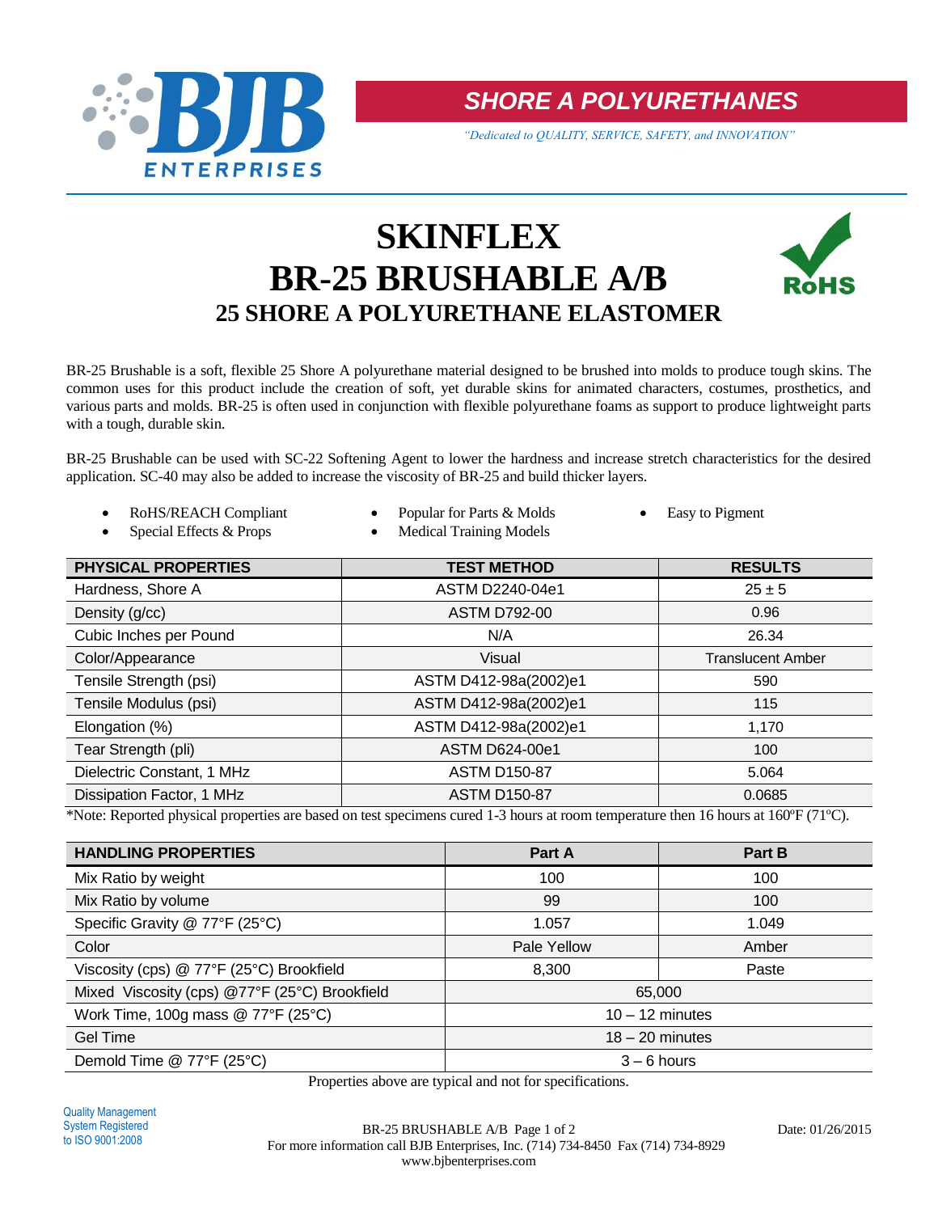BJB ENTERPRISES

## SHORE A POLYURETHANES

*"Dedicated to QUALITY, SERVICE, SAFETY, and INNOVATION"*

# SKINFLEX
# BR-25 BRUSHABLE A/B
## 25 SHORE A POLYURETHANE ELASTOMER

RoHS

BR-25 Brushable is a soft, flexible 25 Shore A polyurethane material designed to be brushed into molds to produce tough skins. The common uses for this product include the creation of soft, yet durable skins for animated characters, costumes, prosthetics, and various parts and molds. BR-25 is often used in conjunction with flexible polyurethane foams as support to produce lightweight parts with a tough, durable skin.

BR-25 Brushable can be used with SC-22 Softening Agent to lower the hardness and increase stretch characteristics for the desired application. SC-40 may also be added to increase the viscosity of BR-25 and build thicker layers.

- RoHS/REACH Compliant
- Special Effects & Props
- Popular for Parts & Molds
- Medical Training Models
- Easy to Pigment

| PHYSICAL PROPERTIES | TEST METHOD | RESULTS |
|---|---|---|
| Hardness, Shore A | ASTM D2240-04e1 | 25 ± 5 |
| Density (g/cc) | ASTM D792-00 | 0.96 |
| Cubic Inches per Pound | N/A | 26.34 |
| Color/Appearance | Visual | Translucent Amber |
| Tensile Strength (psi) | ASTM D412-98a(2002)e1 | 590 |
| Tensile Modulus (psi) | ASTM D412-98a(2002)e1 | 115 |
| Elongation (%) | ASTM D412-98a(2002)e1 | 1,170 |
| Tear Strength (pli) | ASTM D624-00e1 | 100 |
| Dielectric Constant, 1 MHz | ASTM D150-87 | 5.064 |
| Dissipation Factor, 1 MHz | ASTM D150-87 | 0.0685 |

*Note: Reported physical properties are based on test specimens cured 1-3 hours at room temperature then 16 hours at 160ºF (71ºC).

| HANDLING PROPERTIES | Part A | Part B |
|---|---|---|
| Mix Ratio by weight | 100 | 100 |
| Mix Ratio by volume | 99 | 100 |
| Specific Gravity @ 77°F (25°C) | 1.057 | 1.049 |
| Color | Pale Yellow | Amber |
| Viscosity (cps) @ 77°F (25°C) Brookfield | 8,300 | Paste |
| Mixed Viscosity (cps) @77°F (25°C) Brookfield | 65,000 | |
| Work Time, 100g mass @ 77°F (25°C) | 10 – 12 minutes | |
| Gel Time | 18 – 20 minutes | |
| Demold Time @ 77°F (25°C) | 3 – 6 hours | |

Properties above are typical and not for specifications.

Quality Management System Registered to ISO 9001:2008

For more information call BJB Enterprises, Inc. (714) 734-8450 Fax (714) 734-8929
www.bjbenterprises.com

Date: 01/26/2015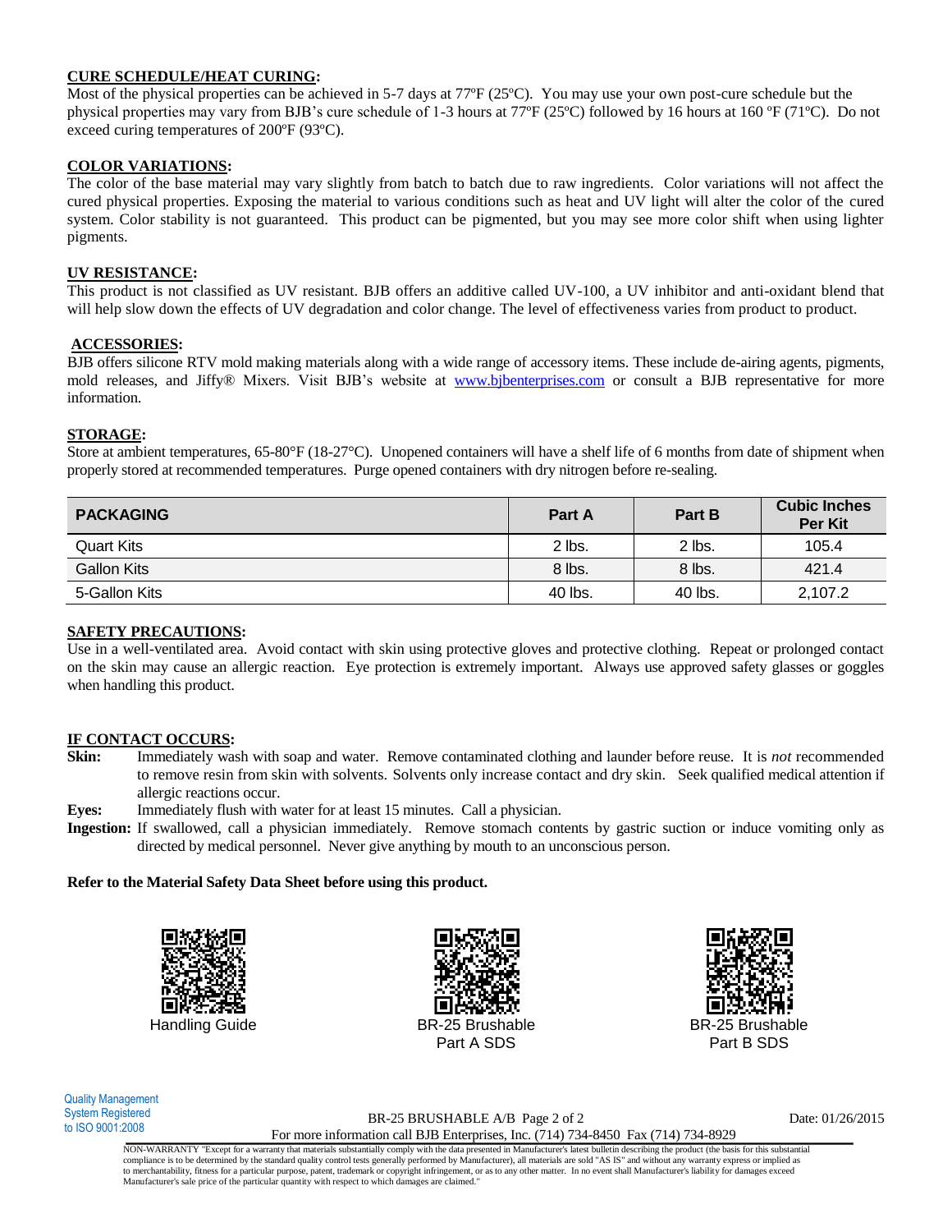**CURE SCHEDULE/HEAT CURING:**
Most of the physical properties can be achieved in 5-7 days at 77ºF (25ºC). You may use your own post-cure schedule but the physical properties may vary from BJB's cure schedule of 1-3 hours at 77ºF (25ºC) followed by 16 hours at 160 ºF (71ºC). Do not exceed curing temperatures of 200ºF (93ºC).

**COLOR VARIATIONS:**
The color of the base material may vary slightly from batch to batch due to raw ingredients. Color variations will not affect the cured physical properties. Exposing the material to various conditions such as heat and UV light will alter the color of the cured system. Color stability is not guaranteed. This product can be pigmented, but you may see more color shift when using lighter pigments.

**UV RESISTANCE:**
This product is not classified as UV resistant. BJB offers an additive called UV-100, a UV inhibitor and anti-oxidant blend that will help slow down the effects of UV degradation and color change. The level of effectiveness varies from product to product.

**ACCESSORIES:**
BJB offers silicone RTV mold making materials along with a wide range of accessory items. These include de-airing agents, pigments, mold releases, and Jiffy® Mixers. Visit BJB's website at www.bjbenterprises.com or consult a BJB representative for more information.

**STORAGE:**
Store at ambient temperatures, 65-80°F (18-27°C). Unopened containers will have a shelf life of 6 months from date of shipment when properly stored at recommended temperatures. Purge opened containers with dry nitrogen before re-sealing.

| PACKAGING | Part A | Part B | Cubic Inches Per Kit |
|---|---|---|---|
| Quart Kits | 2 lbs. | 2 lbs. | 105.4 |
| Gallon Kits | 8 lbs. | 8 lbs. | 421.4 |
| 5-Gallon Kits | 40 lbs. | 40 lbs. | 2,107.2 |

**SAFETY PRECAUTIONS:**
Use in a well-ventilated area. Avoid contact with skin using protective gloves and protective clothing. Repeat or prolonged contact on the skin may cause an allergic reaction. Eye protection is extremely important. Always use approved safety glasses or goggles when handling this product.

**IF CONTACT OCCURS:**

**Skin:** Immediately wash with soap and water. Remove contaminated clothing and launder before reuse. It is *not* recommended to remove resin from skin with solvents. Solvents only increase contact and dry skin. Seek qualified medical attention if allergic reactions occur.

**Eyes:** Immediately flush with water for at least 15 minutes. Call a physician.

**Ingestion:** If swallowed, call a physician immediately. Remove stomach contents by gastric suction or induce vomiting only as directed by medical personnel. Never give anything by mouth to an unconscious person.

**Refer to the Material Safety Data Sheet before using this product.**

Handling Guide

BR-25 Brushable Part A SDS

BR-25 Brushable Part B SDS

Quality Management System Registered to ISO 9001:2008

BR-25 BRUSHABLE A/B

Date: 01/26/2015

For more information call BJB Enterprises, Inc. (714) 734-8450 Fax (714) 734-8929

NON-WARRANTY "Except for a warranty that materials substantially comply with the data presented in Manufacturer's latest bulletin describing the product (the basis for this substantial compliance is to be determined by the standard quality control tests generally performed by Manufacturer), all materials are sold "AS IS" and without any warranty express or implied as to merchantability, fitness for a particular purpose, patent, trademark or copyright infringement, or as to any other matter. In no event shall Manufacturer's liability for damages exceed Manufacturer's sale price of the particular quantity with respect to which damages are claimed."